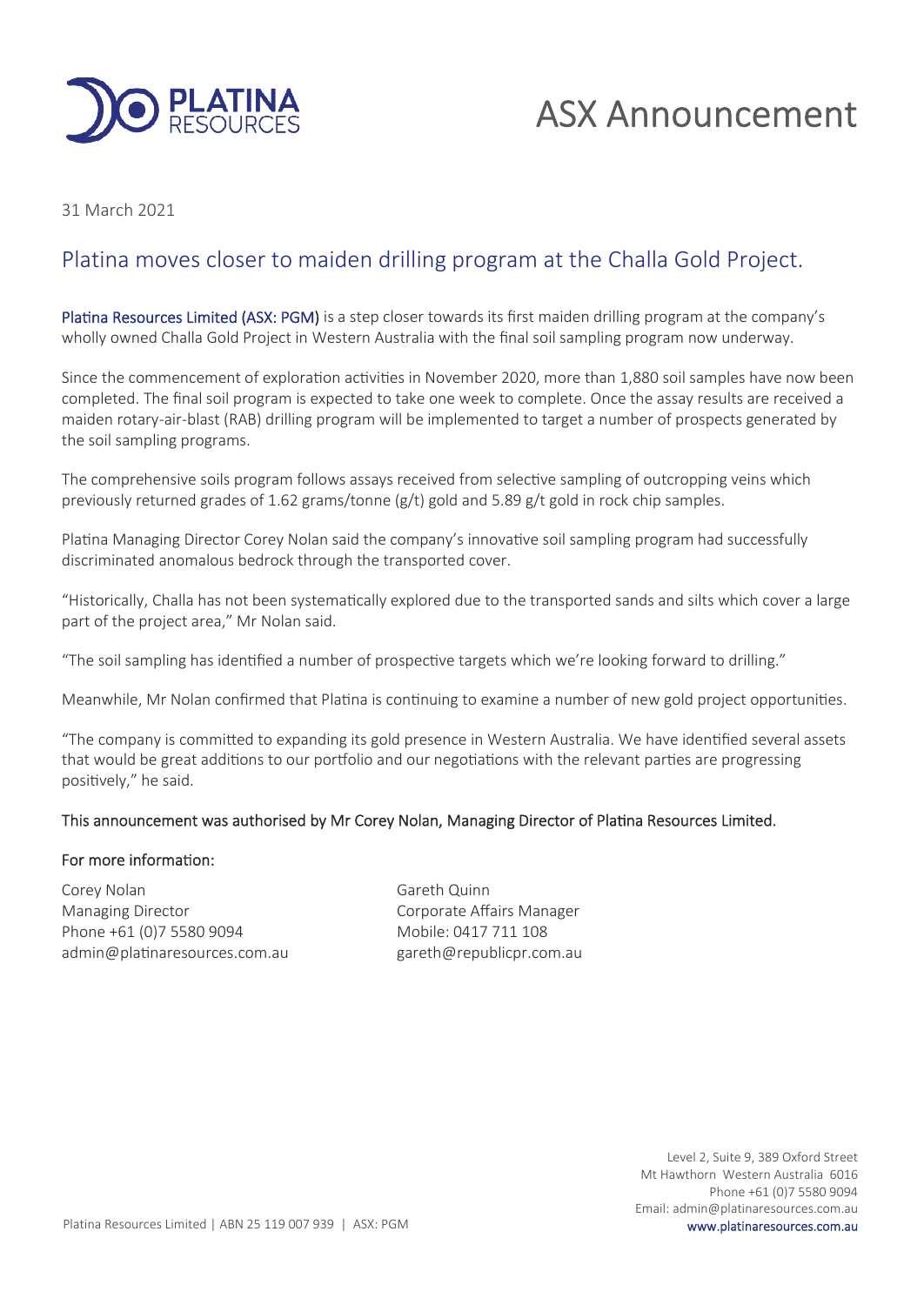# ASX Announcement

31 March 2021

## Platina moves closer to maiden drilling program at the Challa Gold Project.

**Platina Resources Limited (ASX: PGM)** is a step closer towards its first maiden drilling program at the company's wholly owned Challa Gold Project in Western Australia with the final soil sampling program now underway.

Since the commencement of exploration activities in November 2020, more than 1,880 soil samples have now been completed. The final soil program is expected to take one week to complete. Once the assay results are received a maiden rotary-air-blast (RAB) drilling program will be implemented to target a number of prospects generated by the soil sampling programs.

The comprehensive soils program follows assays received from selective sampling of outcropping veins which previously returned grades of 1.62 grams/tonne (g/t) gold and 5.89 g/t gold in rock chip samples.

Platina Managing Director Corey Nolan said the company's innovative soil sampling program had successfully discriminated anomalous bedrock through the transported cover.

"Historically, Challa has not been systematically explored due to the transported sands and silts which cover a large part of the project area," Mr Nolan said.

"The soil sampling has identified a number of prospective targets which we're looking forward to drilling."

Meanwhile, Mr Nolan confirmed that Platina is continuing to examine a number of new gold project opportunities.

"The company is committed to expanding its gold presence in Western Australia. We have identified several assets that would be great additions to our portfolio and our negotiations with the relevant parties are progressing positively," he said.

This announcement was authorised by Mr Corey Nolan, Managing Director of Platina Resources Limited.

For more information:

Corey Nolan
Managing Director
Phone +61 (0)7 5580 9094
admin@platinaresources.com.au

Gareth Quinn
Corporate Affairs Manager
Mobile: 0417 711 108
gareth@republicpr.com.au

Level 2, Suite 9, 389 Oxford Street
Mt Hawthorn Western Australia 6016
Phone +61 (0)7 5580 9094
Email: admin@platinaresources.com.au
www.platinaresources.com.au

Platina Resources Limited | ABN 25 119 007 939 | ASX: PGM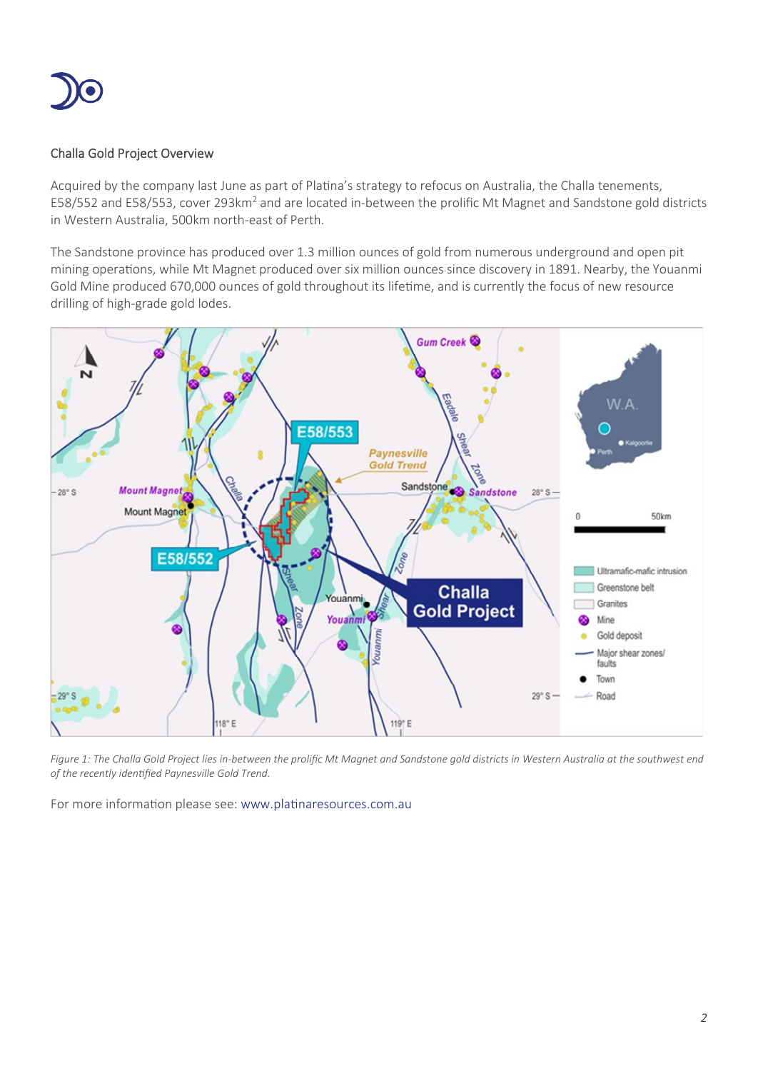## Challa Gold Project Overview

Acquired by the company last June as part of Platina's strategy to refocus on Australia, the Challa tenements, E58/552 and E58/553, cover 293km$^2$ and are located in-between the prolific Mt Magnet and Sandstone gold districts in Western Australia, 500km north-east of Perth.

The Sandstone province has produced over 1.3 million ounces of gold from numerous underground and open pit mining operations, while Mt Magnet produced over six million ounces since discovery in 1891. Nearby, the Youanmi Gold Mine produced 670,000 ounces of gold throughout its lifetime, and is currently the focus of new resource drilling of high-grade gold lodes.

*Figure 1: The Challa Gold Project lies in-between the prolific Mt Magnet and Sandstone gold districts in Western Australia at the southwest end of the recently identified Paynesville Gold Trend.*

For more information please see: www.platinaresources.com.au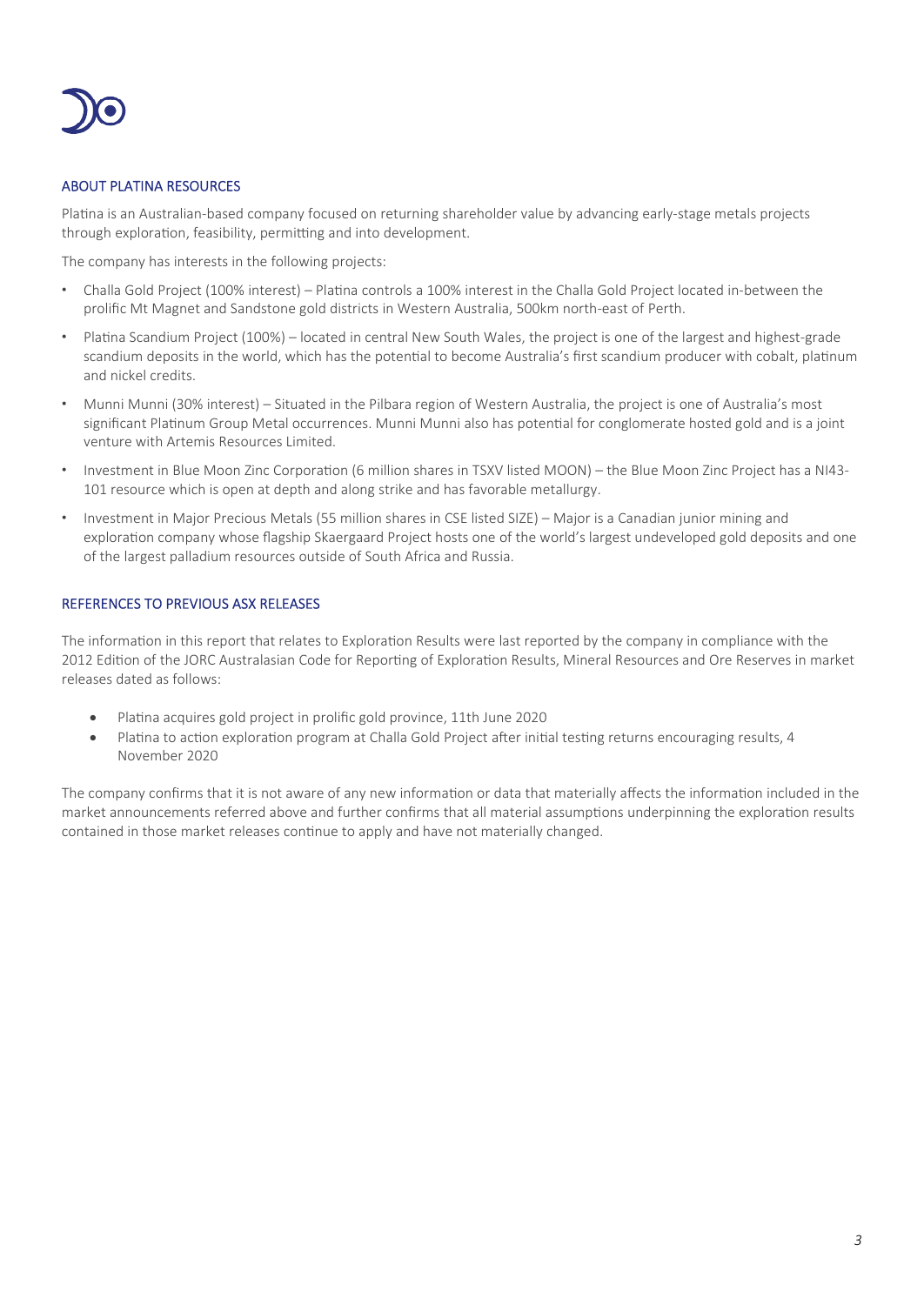## ABOUT PLATINA RESOURCES

Platina is an Australian-based company focused on returning shareholder value by advancing early-stage metals projects through exploration, feasibility, permitting and into development.

The company has interests in the following projects:

- Challa Gold Project (100% interest) – Platina controls a 100% interest in the Challa Gold Project located in-between the prolific Mt Magnet and Sandstone gold districts in Western Australia, 500km north-east of Perth.
- Platina Scandium Project (100%) – located in central New South Wales, the project is one of the largest and highest-grade scandium deposits in the world, which has the potential to become Australia's first scandium producer with cobalt, platinum and nickel credits.
- Munni Munni (30% interest) – Situated in the Pilbara region of Western Australia, the project is one of Australia's most significant Platinum Group Metal occurrences. Munni Munni also has potential for conglomerate hosted gold and is a joint venture with Artemis Resources Limited.
- Investment in Blue Moon Zinc Corporation (6 million shares in TSXV listed MOON) – the Blue Moon Zinc Project has a NI43-101 resource which is open at depth and along strike and has favorable metallurgy.
- Investment in Major Precious Metals (55 million shares in CSE listed SIZE) – Major is a Canadian junior mining and exploration company whose flagship Skaergaard Project hosts one of the world's largest undeveloped gold deposits and one of the largest palladium resources outside of South Africa and Russia.

## REFERENCES TO PREVIOUS ASX RELEASES

The information in this report that relates to Exploration Results were last reported by the company in compliance with the 2012 Edition of the JORC Australasian Code for Reporting of Exploration Results, Mineral Resources and Ore Reserves in market releases dated as follows:

- Platina acquires gold project in prolific gold province, 11th June 2020
- Platina to action exploration program at Challa Gold Project after initial testing returns encouraging results, 4 November 2020

The company confirms that it is not aware of any new information or data that materially affects the information included in the market announcements referred above and further confirms that all material assumptions underpinning the exploration results contained in those market releases continue to apply and have not materially changed.